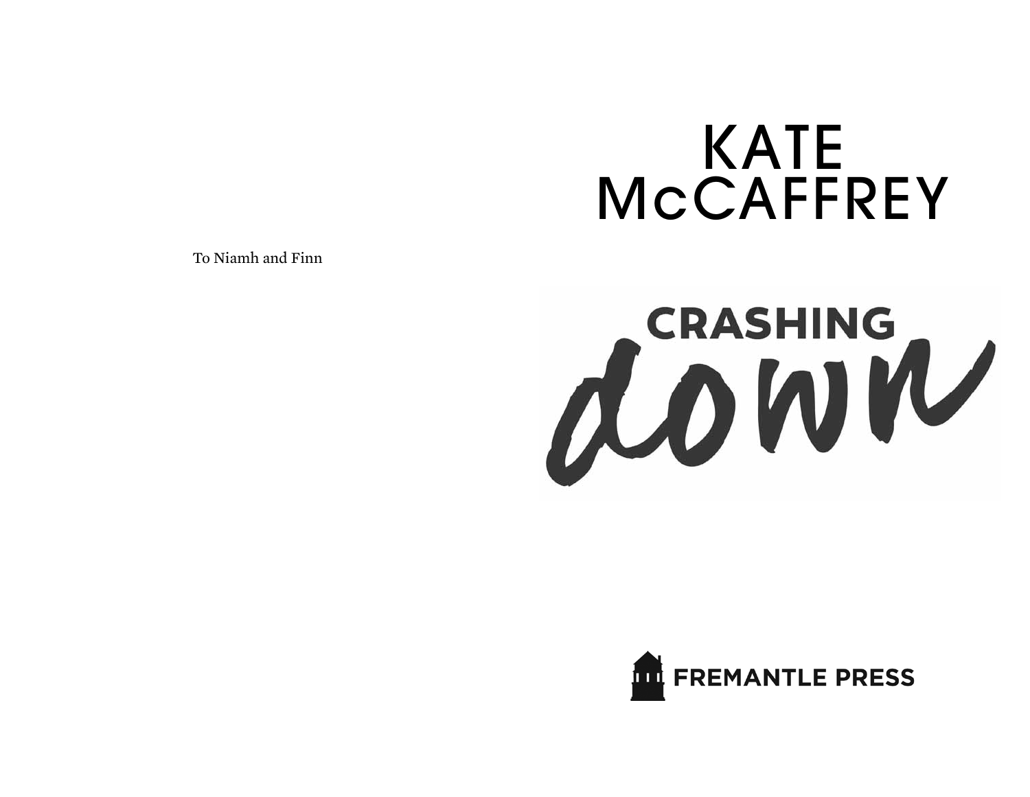To Niamh and Finn

# KATE McCAFFREY

# CRASHING down

FREMANTLE PRESS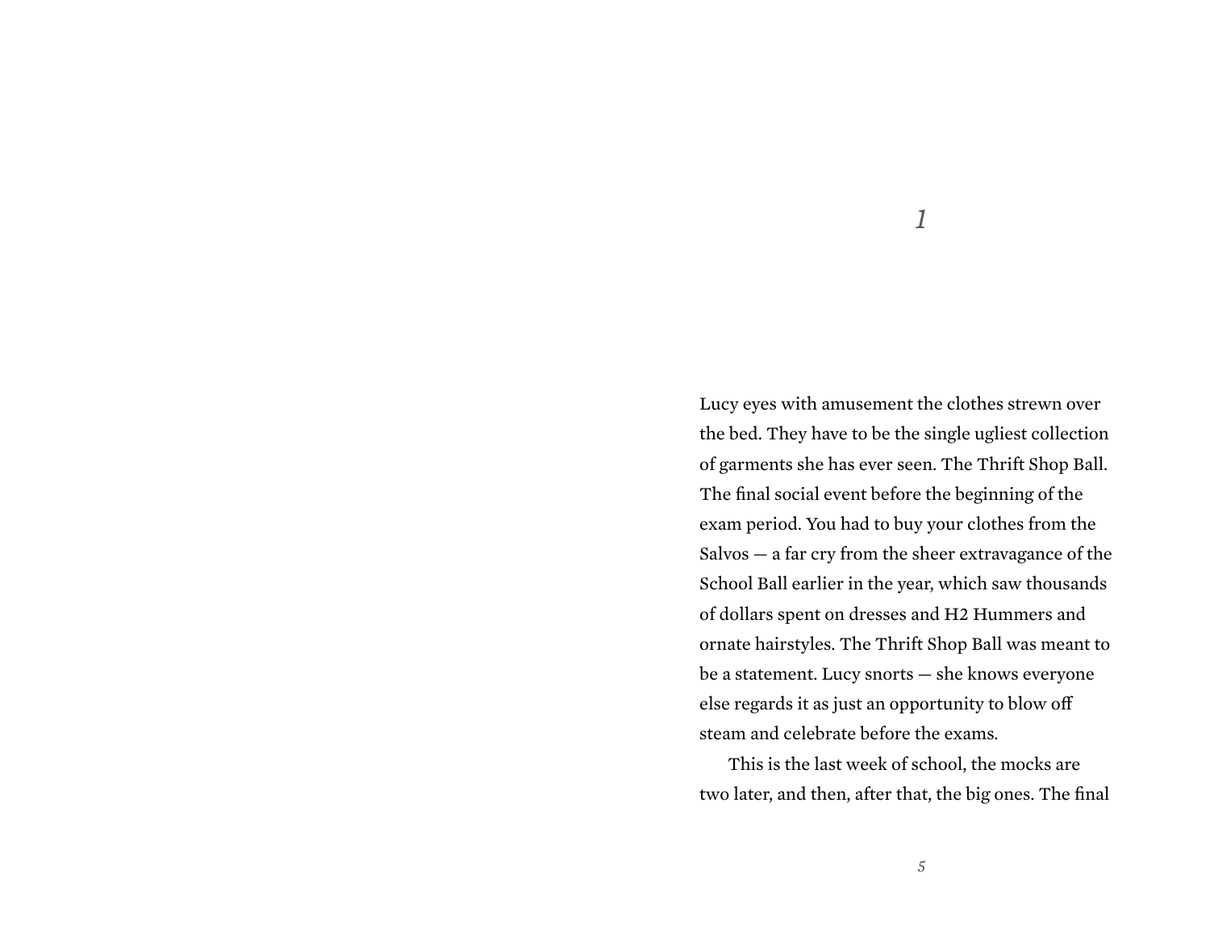# 1

Lucy eyes with amusement the clothes strewn over the bed. They have to be the single ugliest collection of garments she has ever seen. The Thrift Shop Ball. The final social event before the beginning of the exam period. You had to buy your clothes from the Salvos — a far cry from the sheer extravagance of the School Ball earlier in the year, which saw thousands of dollars spent on dresses and H2 Hummers and ornate hairstyles. The Thrift Shop Ball was meant to be a statement. Lucy snorts — she knows everyone else regards it as just an opportunity to blow off steam and celebrate before the exams.

This is the last week of school, the mocks are two later, and then, after that, the big ones. The final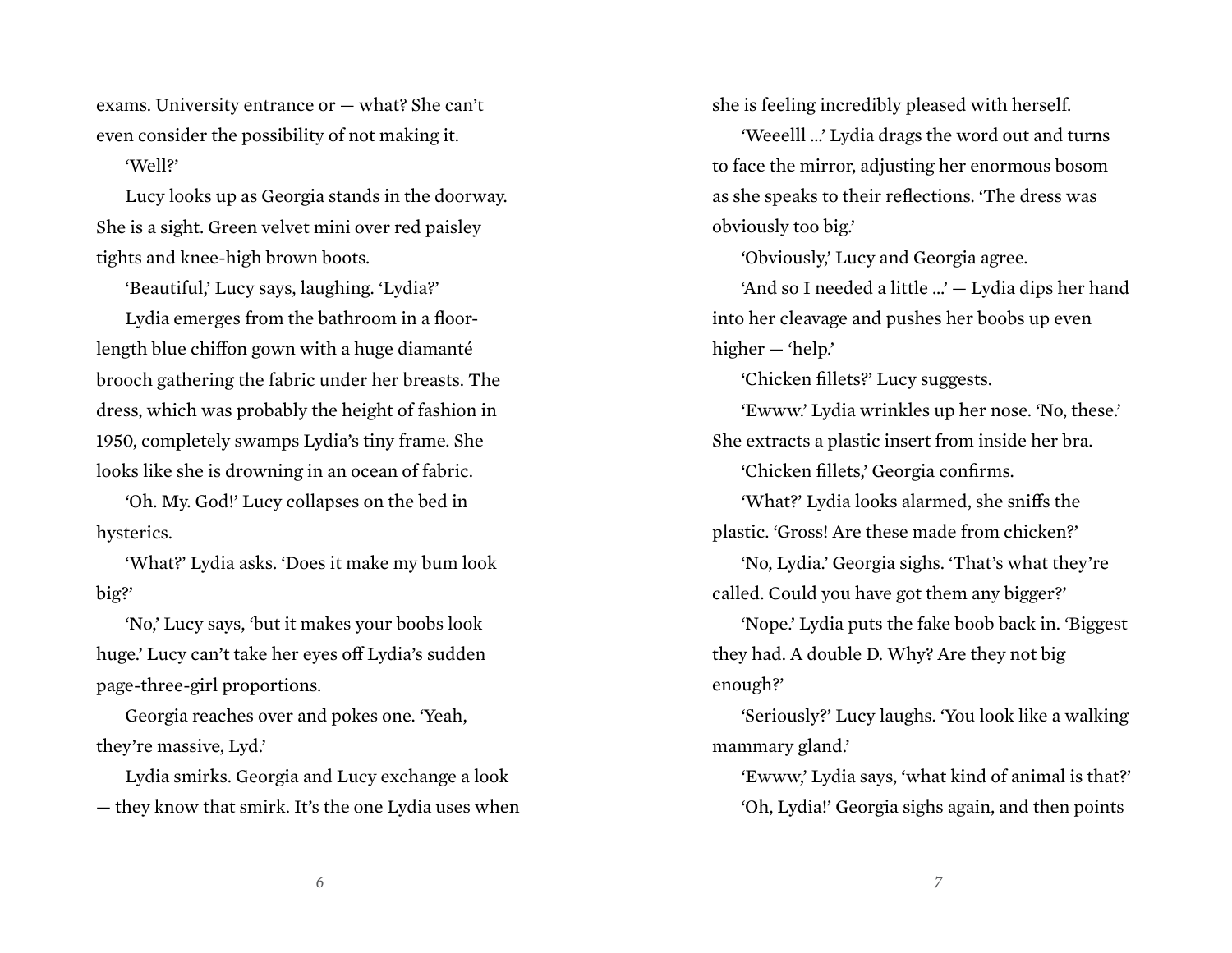exams. University entrance or — what? She can't even consider the possibility of not making it.

'Well?'

Lucy looks up as Georgia stands in the doorway. She is a sight. Green velvet mini over red paisley tights and knee-high brown boots.

'Beautiful,' Lucy says, laughing. 'Lydia?'

Lydia emerges from the bathroom in a floor-length blue chiffon gown with a huge diamanté brooch gathering the fabric under her breasts. The dress, which was probably the height of fashion in 1950, completely swamps Lydia's tiny frame. She looks like she is drowning in an ocean of fabric.

'Oh. My. God!' Lucy collapses on the bed in hysterics.

'What?' Lydia asks. 'Does it make my bum look big?'

'No,' Lucy says, 'but it makes your boobs look huge.' Lucy can't take her eyes off Lydia's sudden page-three-girl proportions.

Georgia reaches over and pokes one. 'Yeah, they're massive, Lyd.'

Lydia smirks. Georgia and Lucy exchange a look — they know that smirk. It's the one Lydia uses when she is feeling incredibly pleased with herself.

'Weeelll ...' Lydia drags the word out and turns to face the mirror, adjusting her enormous bosom as she speaks to their reflections. 'The dress was obviously too big.'

'Obviously,' Lucy and Georgia agree.

'And so I needed a little ...' — Lydia dips her hand into her cleavage and pushes her boobs up even higher — 'help.'

'Chicken fillets?' Lucy suggests.

'Ewww.' Lydia wrinkles up her nose. 'No, these.' She extracts a plastic insert from inside her bra.

'Chicken fillets,' Georgia confirms.

'What?' Lydia looks alarmed, she sniffs the plastic. 'Gross! Are these made from chicken?'

'No, Lydia.' Georgia sighs. 'That's what they're called. Could you have got them any bigger?'

'Nope.' Lydia puts the fake boob back in. 'Biggest they had. A double D. Why? Are they not big enough?'

'Seriously?' Lucy laughs. 'You look like a walking mammary gland.'

'Ewww,' Lydia says, 'what kind of animal is that?'

'Oh, Lydia!' Georgia sighs again, and then points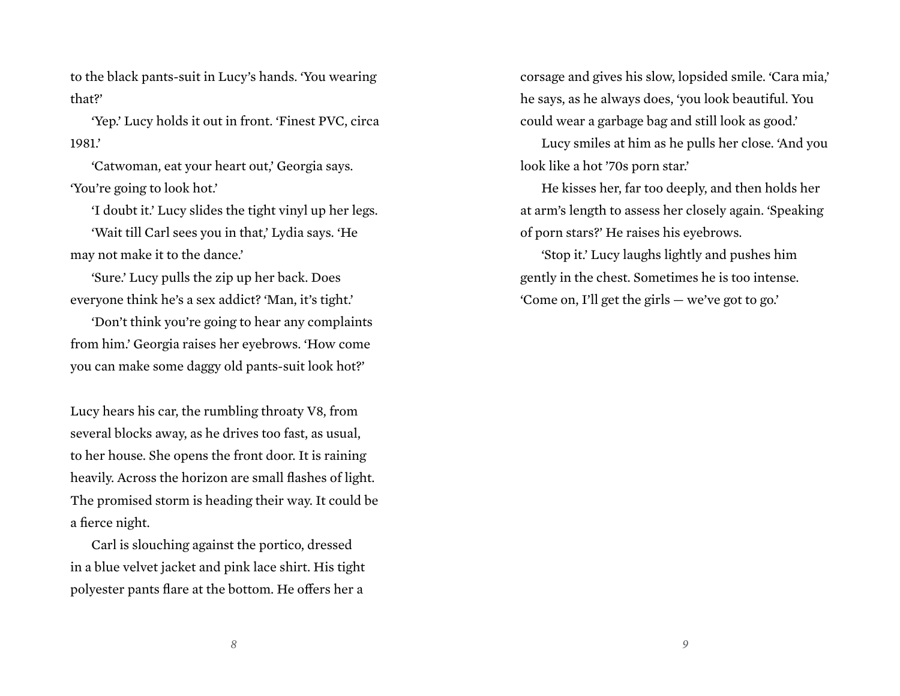to the black pants-suit in Lucy's hands. 'You wearing that?'

'Yep.' Lucy holds it out in front. 'Finest PVC, circa 1981.'

'Catwoman, eat your heart out,' Georgia says. 'You're going to look hot.'

'I doubt it.' Lucy slides the tight vinyl up her legs.

'Wait till Carl sees you in that,' Lydia says. 'He may not make it to the dance.'

'Sure.' Lucy pulls the zip up her back. Does everyone think he's a sex addict? 'Man, it's tight.'

'Don't think you're going to hear any complaints from him.' Georgia raises her eyebrows. 'How come you can make some daggy old pants-suit look hot?'

Lucy hears his car, the rumbling throaty V8, from several blocks away, as he drives too fast, as usual, to her house. She opens the front door. It is raining heavily. Across the horizon are small flashes of light. The promised storm is heading their way. It could be a fierce night.

Carl is slouching against the portico, dressed in a blue velvet jacket and pink lace shirt. His tight polyester pants flare at the bottom. He offers her a corsage and gives his slow, lopsided smile. 'Cara mia,' he says, as he always does, 'you look beautiful. You could wear a garbage bag and still look as good.'

Lucy smiles at him as he pulls her close. 'And you look like a hot '70s porn star.'

He kisses her, far too deeply, and then holds her at arm's length to assess her closely again. 'Speaking of porn stars?' He raises his eyebrows.

'Stop it.' Lucy laughs lightly and pushes him gently in the chest. Sometimes he is too intense. 'Come on, I'll get the girls — we've got to go.'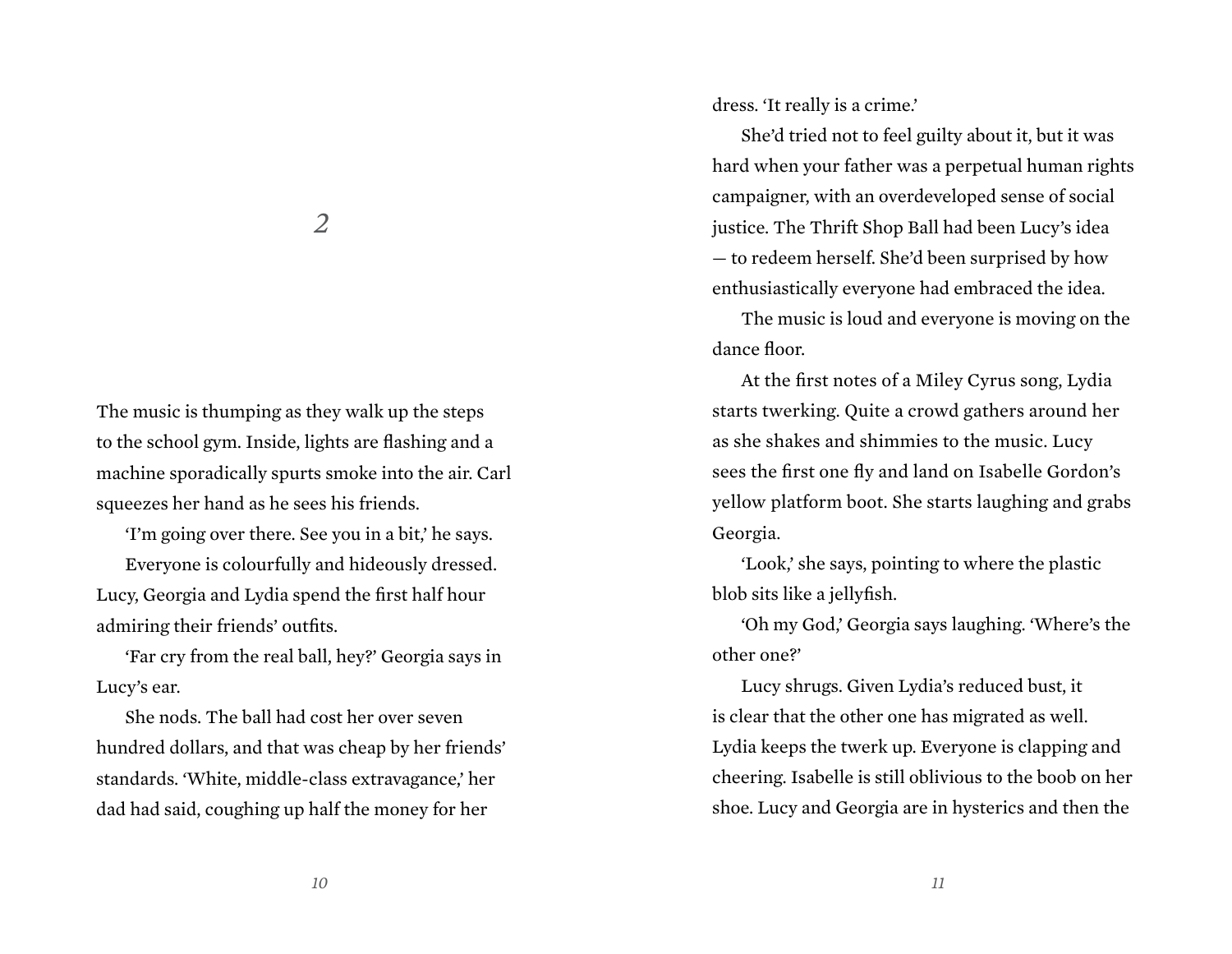# 2

The music is thumping as they walk up the steps to the school gym. Inside, lights are flashing and a machine sporadically spurts smoke into the air. Carl squeezes her hand as he sees his friends.

'I'm going over there. See you in a bit,' he says.

Everyone is colourfully and hideously dressed. Lucy, Georgia and Lydia spend the first half hour admiring their friends' outfits.

'Far cry from the real ball, hey?' Georgia says in Lucy's ear.

She nods. The ball had cost her over seven hundred dollars, and that was cheap by her friends' standards. 'White, middle-class extravagance,' her dad had said, coughing up half the money for her dress. 'It really is a crime.'

She'd tried not to feel guilty about it, but it was hard when your father was a perpetual human rights campaigner, with an overdeveloped sense of social justice. The Thrift Shop Ball had been Lucy's idea — to redeem herself. She'd been surprised by how enthusiastically everyone had embraced the idea.

The music is loud and everyone is moving on the dance floor.

At the first notes of a Miley Cyrus song, Lydia starts twerking. Quite a crowd gathers around her as she shakes and shimmies to the music. Lucy sees the first one fly and land on Isabelle Gordon's yellow platform boot. She starts laughing and grabs Georgia.

'Look,' she says, pointing to where the plastic blob sits like a jellyfish.

'Oh my God,' Georgia says laughing. 'Where's the other one?'

Lucy shrugs. Given Lydia's reduced bust, it is clear that the other one has migrated as well. Lydia keeps the twerk up. Everyone is clapping and cheering. Isabelle is still oblivious to the boob on her shoe. Lucy and Georgia are in hysterics and then the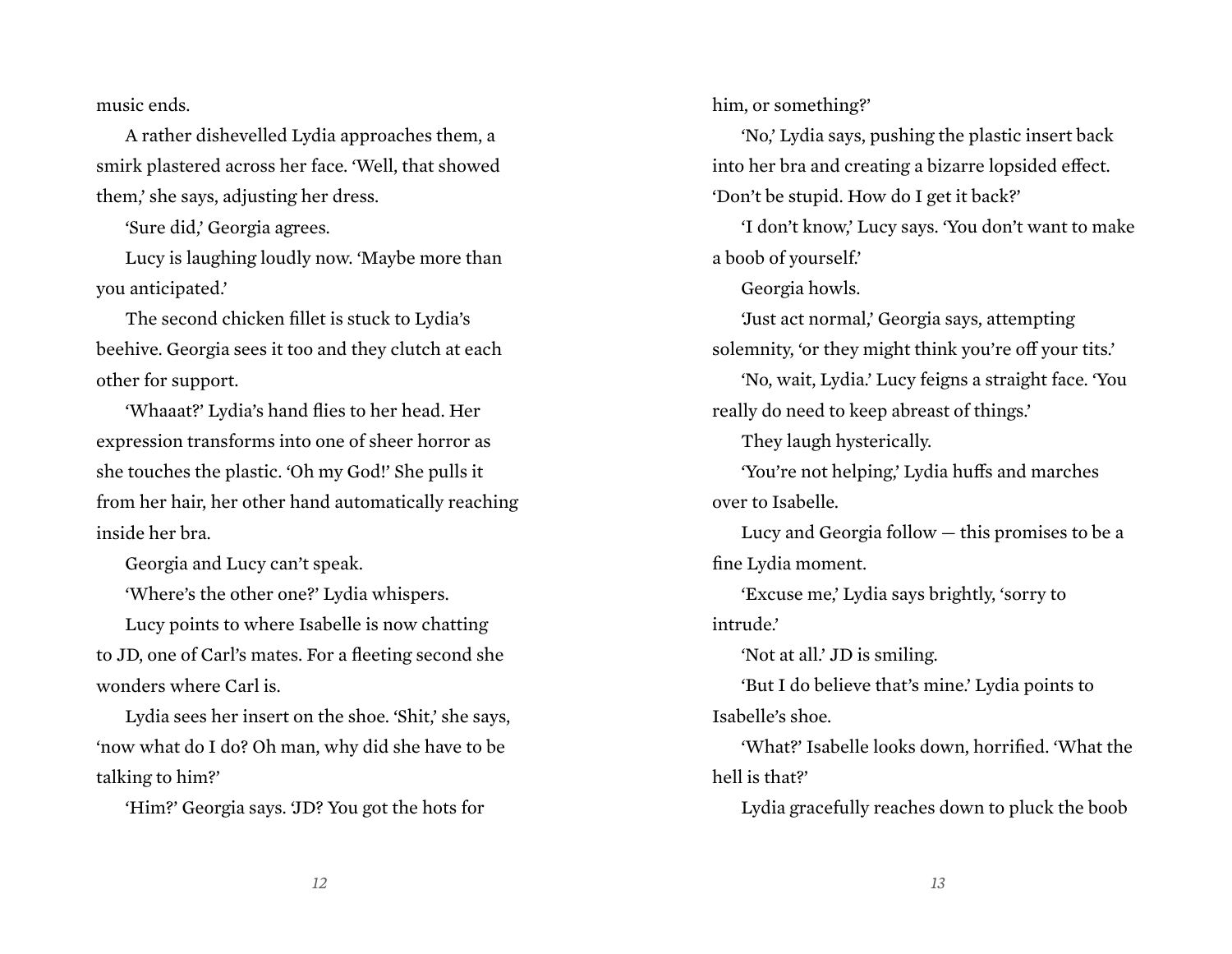music ends.

A rather dishevelled Lydia approaches them, a smirk plastered across her face. 'Well, that showed them,' she says, adjusting her dress.

'Sure did,' Georgia agrees.

Lucy is laughing loudly now. 'Maybe more than you anticipated.'

The second chicken fillet is stuck to Lydia's beehive. Georgia sees it too and they clutch at each other for support.

'Whaaat?' Lydia's hand flies to her head. Her expression transforms into one of sheer horror as she touches the plastic. 'Oh my God!' She pulls it from her hair, her other hand automatically reaching inside her bra.

Georgia and Lucy can't speak.

'Where's the other one?' Lydia whispers.

Lucy points to where Isabelle is now chatting to JD, one of Carl's mates. For a fleeting second she wonders where Carl is.

Lydia sees her insert on the shoe. 'Shit,' she says, 'now what do I do? Oh man, why did she have to be talking to him?'

'Him?' Georgia says. 'JD? You got the hots for him, or something?'

'No,' Lydia says, pushing the plastic insert back into her bra and creating a bizarre lopsided effect. 'Don't be stupid. How do I get it back?'

'I don't know,' Lucy says. 'You don't want to make a boob of yourself.'

Georgia howls.

'Just act normal,' Georgia says, attempting solemnity, 'or they might think you're off your tits.'

'No, wait, Lydia.' Lucy feigns a straight face. 'You really do need to keep abreast of things.'

They laugh hysterically.

'You're not helping,' Lydia huffs and marches over to Isabelle.

Lucy and Georgia follow — this promises to be a fine Lydia moment.

'Excuse me,' Lydia says brightly, 'sorry to intrude.'

'Not at all.' JD is smiling.

'But I do believe that's mine.' Lydia points to Isabelle's shoe.

'What?' Isabelle looks down, horrified. 'What the hell is that?'

Lydia gracefully reaches down to pluck the boob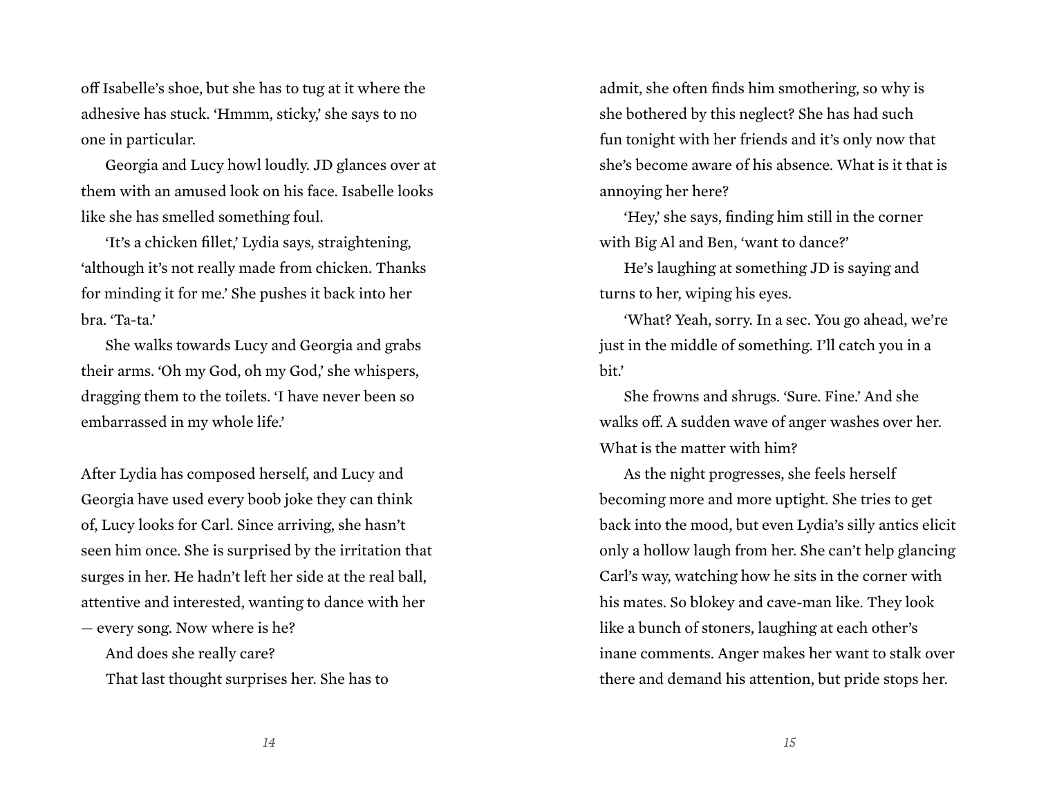off Isabelle's shoe, but she has to tug at it where the adhesive has stuck. 'Hmmm, sticky,' she says to no one in particular.

Georgia and Lucy howl loudly. JD glances over at them with an amused look on his face. Isabelle looks like she has smelled something foul.

'It's a chicken fillet,' Lydia says, straightening, 'although it's not really made from chicken. Thanks for minding it for me.' She pushes it back into her bra. 'Ta-ta.'

She walks towards Lucy and Georgia and grabs their arms. 'Oh my God, oh my God,' she whispers, dragging them to the toilets. 'I have never been so embarrassed in my whole life.'

After Lydia has composed herself, and Lucy and Georgia have used every boob joke they can think of, Lucy looks for Carl. Since arriving, she hasn't seen him once. She is surprised by the irritation that surges in her. He hadn't left her side at the real ball, attentive and interested, wanting to dance with her — every song. Now where is he?

And does she really care?

That last thought surprises her. She has to admit, she often finds him smothering, so why is she bothered by this neglect? She has had such fun tonight with her friends and it's only now that she's become aware of his absence. What is it that is annoying her here?

'Hey,' she says, finding him still in the corner with Big Al and Ben, 'want to dance?'

He's laughing at something JD is saying and turns to her, wiping his eyes.

'What? Yeah, sorry. In a sec. You go ahead, we're just in the middle of something. I'll catch you in a bit.'

She frowns and shrugs. 'Sure. Fine.' And she walks off. A sudden wave of anger washes over her. What is the matter with him?

As the night progresses, she feels herself becoming more and more uptight. She tries to get back into the mood, but even Lydia's silly antics elicit only a hollow laugh from her. She can't help glancing Carl's way, watching how he sits in the corner with his mates. So blokey and cave-man like. They look like a bunch of stoners, laughing at each other's inane comments. Anger makes her want to stalk over there and demand his attention, but pride stops her.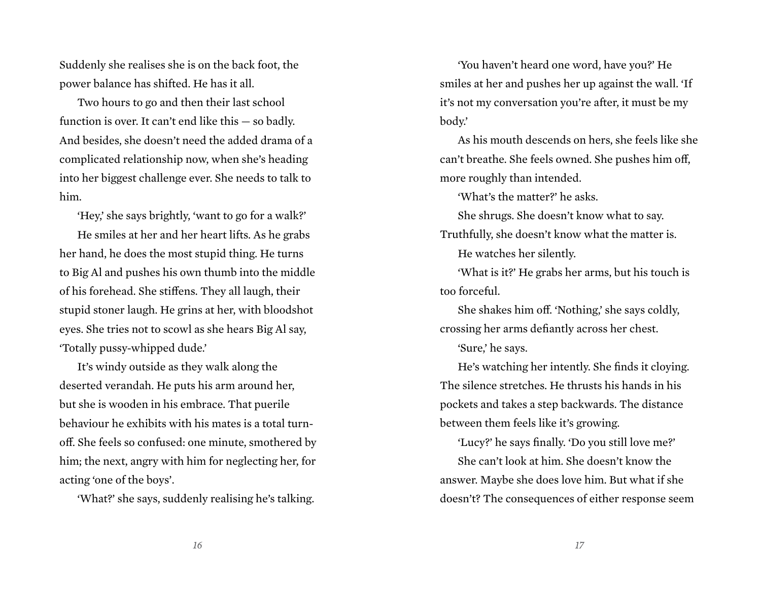Suddenly she realises she is on the back foot, the power balance has shifted. He has it all.

Two hours to go and then their last school function is over. It can't end like this — so badly. And besides, she doesn't need the added drama of a complicated relationship now, when she's heading into her biggest challenge ever. She needs to talk to him.

'Hey,' she says brightly, 'want to go for a walk?'

He smiles at her and her heart lifts. As he grabs her hand, he does the most stupid thing. He turns to Big Al and pushes his own thumb into the middle of his forehead. She stiffens. They all laugh, their stupid stoner laugh. He grins at her, with bloodshot eyes. She tries not to scowl as she hears Big Al say, 'Totally pussy-whipped dude.'

It's windy outside as they walk along the deserted verandah. He puts his arm around her, but she is wooden in his embrace. That puerile behaviour he exhibits with his mates is a total turn-off. She feels so confused: one minute, smothered by him; the next, angry with him for neglecting her, for acting 'one of the boys'.

'What?' she says, suddenly realising he's talking.

'You haven't heard one word, have you?' He smiles at her and pushes her up against the wall. 'If it's not my conversation you're after, it must be my body.'

As his mouth descends on hers, she feels like she can't breathe. She feels owned. She pushes him off, more roughly than intended.

'What's the matter?' he asks.

She shrugs. She doesn't know what to say. Truthfully, she doesn't know what the matter is.

He watches her silently.

'What is it?' He grabs her arms, but his touch is too forceful.

She shakes him off. 'Nothing,' she says coldly, crossing her arms defiantly across her chest.

'Sure,' he says.

He's watching her intently. She finds it cloying. The silence stretches. He thrusts his hands in his pockets and takes a step backwards. The distance between them feels like it's growing.

'Lucy?' he says finally. 'Do you still love me?'

She can't look at him. She doesn't know the answer. Maybe she does love him. But what if she doesn't? The consequences of either response seem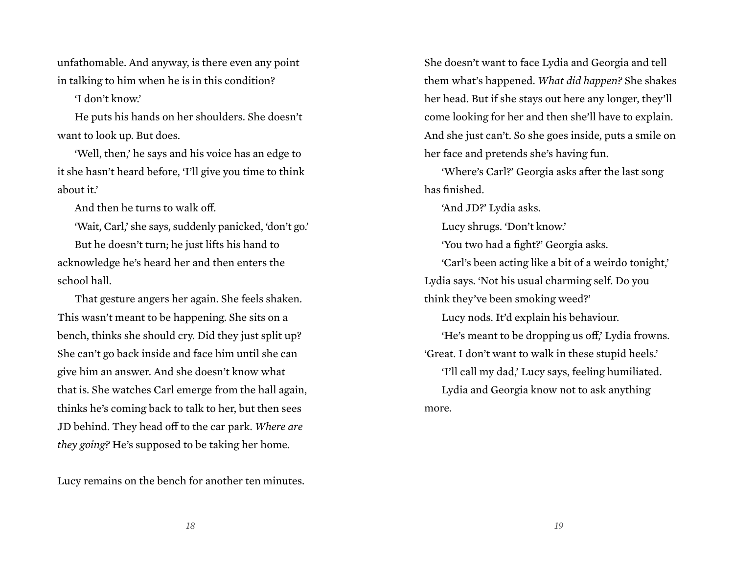unfathomable. And anyway, is there even any point in talking to him when he is in this condition?

'I don't know.'

He puts his hands on her shoulders. She doesn't want to look up. But does.

'Well, then,' he says and his voice has an edge to it she hasn't heard before, 'I'll give you time to think about it.'

And then he turns to walk off.

'Wait, Carl,' she says, suddenly panicked, 'don't go.'

But he doesn't turn; he just lifts his hand to acknowledge he's heard her and then enters the school hall.

That gesture angers her again. She feels shaken. This wasn't meant to be happening. She sits on a bench, thinks she should cry. Did they just split up? She can't go back inside and face him until she can give him an answer. And she doesn't know what that is. She watches Carl emerge from the hall again, thinks he's coming back to talk to her, but then sees JD behind. They head off to the car park. *Where are they going?* He's supposed to be taking her home.

Lucy remains on the bench for another ten minutes. She doesn't want to face Lydia and Georgia and tell them what's happened. *What did happen?* She shakes her head. But if she stays out here any longer, they'll come looking for her and then she'll have to explain. And she just can't. So she goes inside, puts a smile on her face and pretends she's having fun.

'Where's Carl?' Georgia asks after the last song has finished.

'And JD?' Lydia asks.

Lucy shrugs. 'Don't know.'

'You two had a fight?' Georgia asks.

'Carl's been acting like a bit of a weirdo tonight,' Lydia says. 'Not his usual charming self. Do you think they've been smoking weed?'

Lucy nods. It'd explain his behaviour.

'He's meant to be dropping us off,' Lydia frowns. 'Great. I don't want to walk in these stupid heels.'

'I'll call my dad,' Lucy says, feeling humiliated.

Lydia and Georgia know not to ask anything more.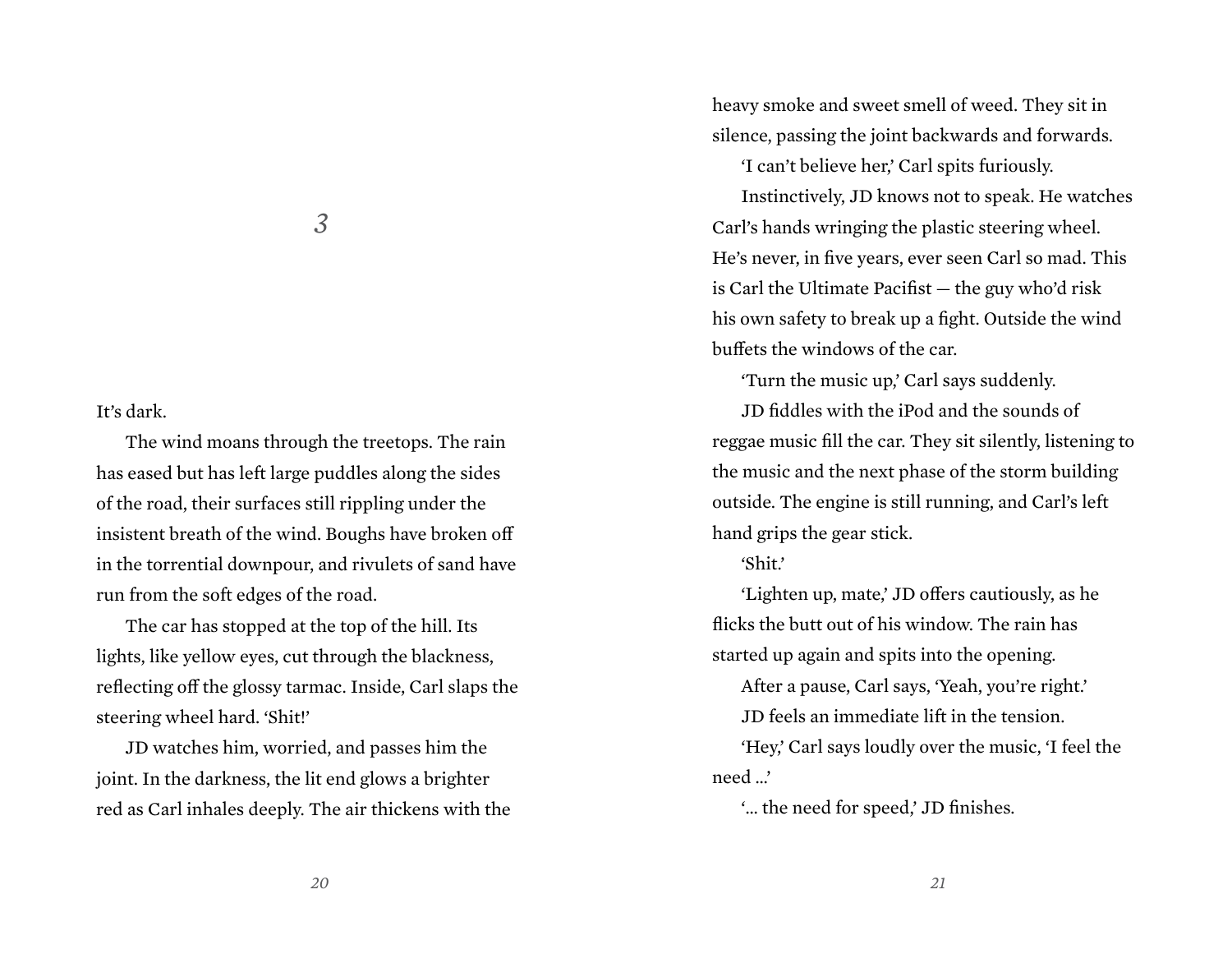## *3*

It's dark.

The wind moans through the treetops. The rain has eased but has left large puddles along the sides of the road, their surfaces still rippling under the insistent breath of the wind. Boughs have broken off in the torrential downpour, and rivulets of sand have run from the soft edges of the road.

The car has stopped at the top of the hill. Its lights, like yellow eyes, cut through the blackness, reflecting off the glossy tarmac. Inside, Carl slaps the steering wheel hard. 'Shit!'

JD watches him, worried, and passes him the joint. In the darkness, the lit end glows a brighter red as Carl inhales deeply. The air thickens with the heavy smoke and sweet smell of weed. They sit in silence, passing the joint backwards and forwards.

'I can't believe her,' Carl spits furiously.

Instinctively, JD knows not to speak. He watches Carl's hands wringing the plastic steering wheel. He's never, in five years, ever seen Carl so mad. This is Carl the Ultimate Pacifist — the guy who'd risk his own safety to break up a fight. Outside the wind buffets the windows of the car.

'Turn the music up,' Carl says suddenly.

JD fiddles with the iPod and the sounds of reggae music fill the car. They sit silently, listening to the music and the next phase of the storm building outside. The engine is still running, and Carl's left hand grips the gear stick.

'Shit.'

'Lighten up, mate,' JD offers cautiously, as he flicks the butt out of his window. The rain has started up again and spits into the opening.

After a pause, Carl says, 'Yeah, you're right.'

JD feels an immediate lift in the tension.

'Hey,' Carl says loudly over the music, 'I feel the need ...'

'... the need for speed,' JD finishes.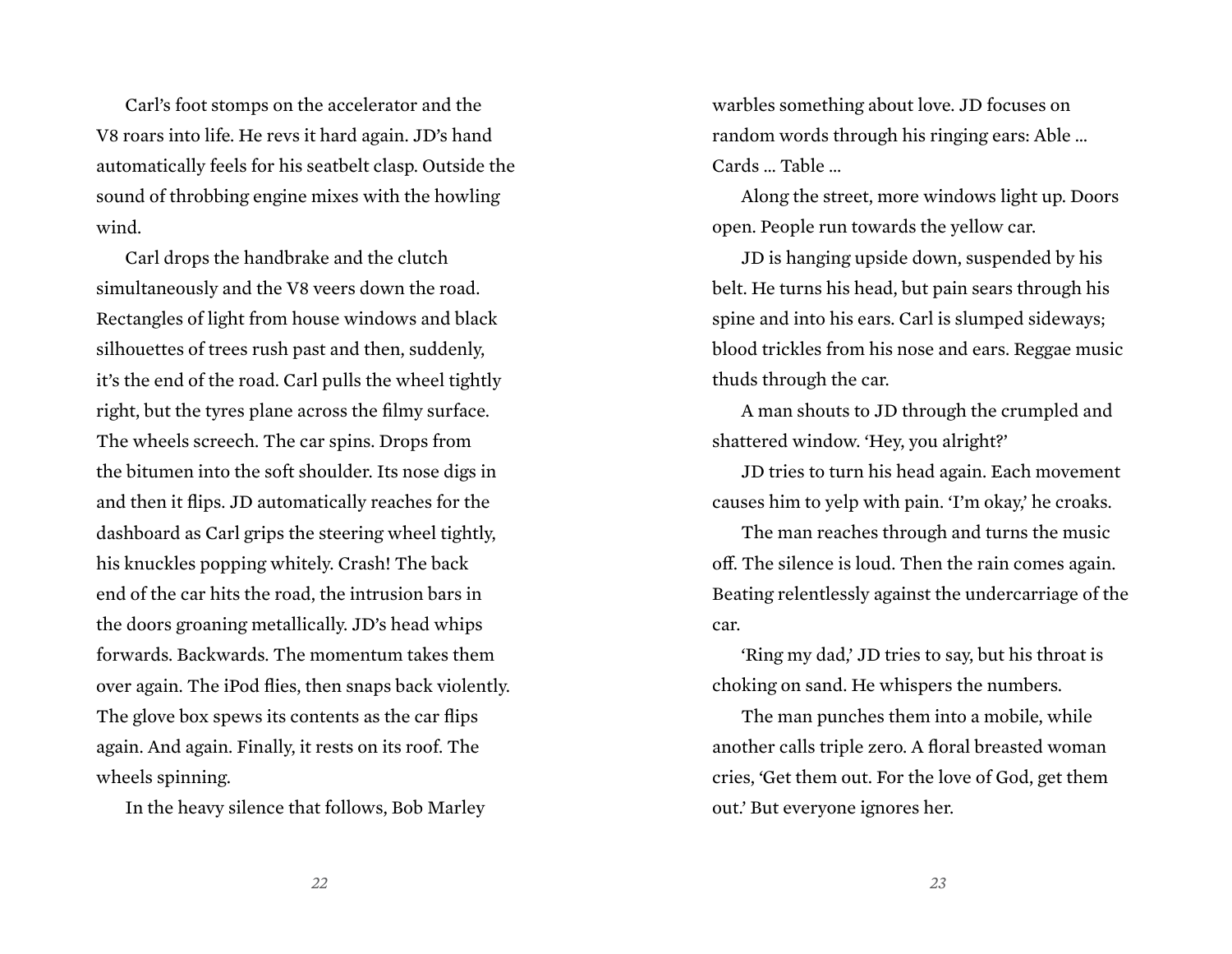Carl's foot stomps on the accelerator and the V8 roars into life. He revs it hard again. JD's hand automatically feels for his seatbelt clasp. Outside the sound of throbbing engine mixes with the howling wind.

Carl drops the handbrake and the clutch simultaneously and the V8 veers down the road. Rectangles of light from house windows and black silhouettes of trees rush past and then, suddenly, it's the end of the road. Carl pulls the wheel tightly right, but the tyres plane across the filmy surface. The wheels screech. The car spins. Drops from the bitumen into the soft shoulder. Its nose digs in and then it flips. JD automatically reaches for the dashboard as Carl grips the steering wheel tightly, his knuckles popping whitely. Crash! The back end of the car hits the road, the intrusion bars in the doors groaning metallically. JD's head whips forwards. Backwards. The momentum takes them over again. The iPod flies, then snaps back violently. The glove box spews its contents as the car flips again. And again. Finally, it rests on its roof. The wheels spinning.

In the heavy silence that follows, Bob Marley warbles something about love. JD focuses on random words through his ringing ears: Able … Cards … Table …

Along the street, more windows light up. Doors open. People run towards the yellow car.

JD is hanging upside down, suspended by his belt. He turns his head, but pain sears through his spine and into his ears. Carl is slumped sideways; blood trickles from his nose and ears. Reggae music thuds through the car.

A man shouts to JD through the crumpled and shattered window. 'Hey, you alright?'

JD tries to turn his head again. Each movement causes him to yelp with pain. 'I'm okay,' he croaks.

The man reaches through and turns the music off. The silence is loud. Then the rain comes again. Beating relentlessly against the undercarriage of the car.

'Ring my dad,' JD tries to say, but his throat is choking on sand. He whispers the numbers.

The man punches them into a mobile, while another calls triple zero. A floral breasted woman cries, 'Get them out. For the love of God, get them out.' But everyone ignores her.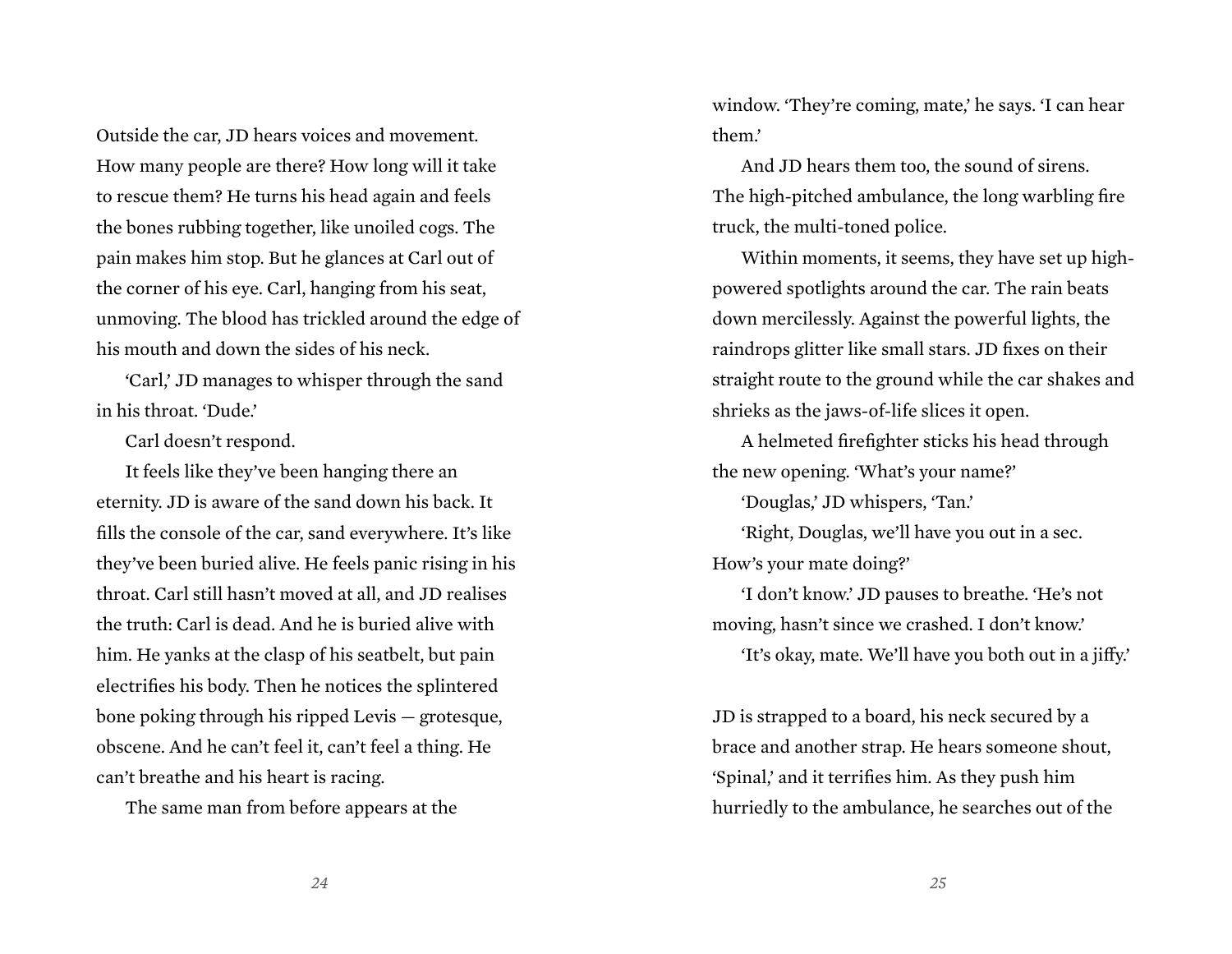Outside the car, JD hears voices and movement. How many people are there? How long will it take to rescue them? He turns his head again and feels the bones rubbing together, like unoiled cogs. The pain makes him stop. But he glances at Carl out of the corner of his eye. Carl, hanging from his seat, unmoving. The blood has trickled around the edge of his mouth and down the sides of his neck.

'Carl,' JD manages to whisper through the sand in his throat. 'Dude.'

Carl doesn't respond.

It feels like they've been hanging there an eternity. JD is aware of the sand down his back. It fills the console of the car, sand everywhere. It's like they've been buried alive. He feels panic rising in his throat. Carl still hasn't moved at all, and JD realises the truth: Carl is dead. And he is buried alive with him. He yanks at the clasp of his seatbelt, but pain electrifies his body. Then he notices the splintered bone poking through his ripped Levis — grotesque, obscene. And he can't feel it, can't feel a thing. He can't breathe and his heart is racing.

The same man from before appears at the window. 'They're coming, mate,' he says. 'I can hear them.'

And JD hears them too, the sound of sirens. The high-pitched ambulance, the long warbling fire truck, the multi-toned police.

Within moments, it seems, they have set up high-powered spotlights around the car. The rain beats down mercilessly. Against the powerful lights, the raindrops glitter like small stars. JD fixes on their straight route to the ground while the car shakes and shrieks as the jaws-of-life slices it open.

A helmeted firefighter sticks his head through the new opening. 'What's your name?'

'Douglas,' JD whispers, 'Tan.'

'Right, Douglas, we'll have you out in a sec. How's your mate doing?'

'I don't know.' JD pauses to breathe. 'He's not moving, hasn't since we crashed. I don't know.'

'It's okay, mate. We'll have you both out in a jiffy.'

JD is strapped to a board, his neck secured by a brace and another strap. He hears someone shout, 'Spinal,' and it terrifies him. As they push him hurriedly to the ambulance, he searches out of the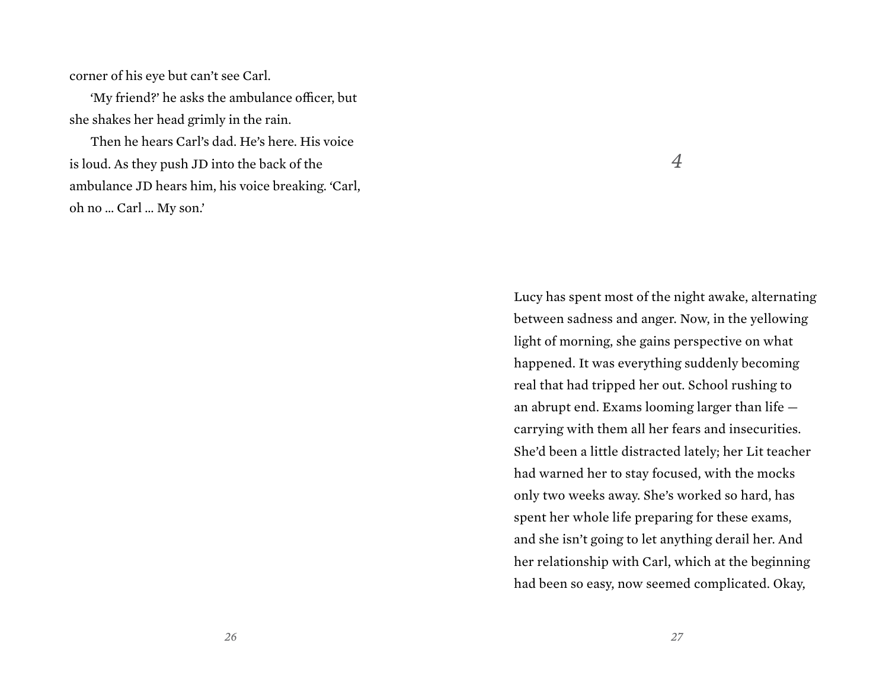corner of his eye but can't see Carl.

'My friend?' he asks the ambulance officer, but she shakes her head grimly in the rain.

Then he hears Carl's dad. He's here. His voice is loud. As they push JD into the back of the ambulance JD hears him, his voice breaking. 'Carl, oh no ... Carl ... My son.'

# 4

Lucy has spent most of the night awake, alternating between sadness and anger. Now, in the yellowing light of morning, she gains perspective on what happened. It was everything suddenly becoming real that had tripped her out. School rushing to an abrupt end. Exams looming larger than life — carrying with them all her fears and insecurities. She'd been a little distracted lately; her Lit teacher had warned her to stay focused, with the mocks only two weeks away. She's worked so hard, has spent her whole life preparing for these exams, and she isn't going to let anything derail her. And her relationship with Carl, which at the beginning had been so easy, now seemed complicated. Okay,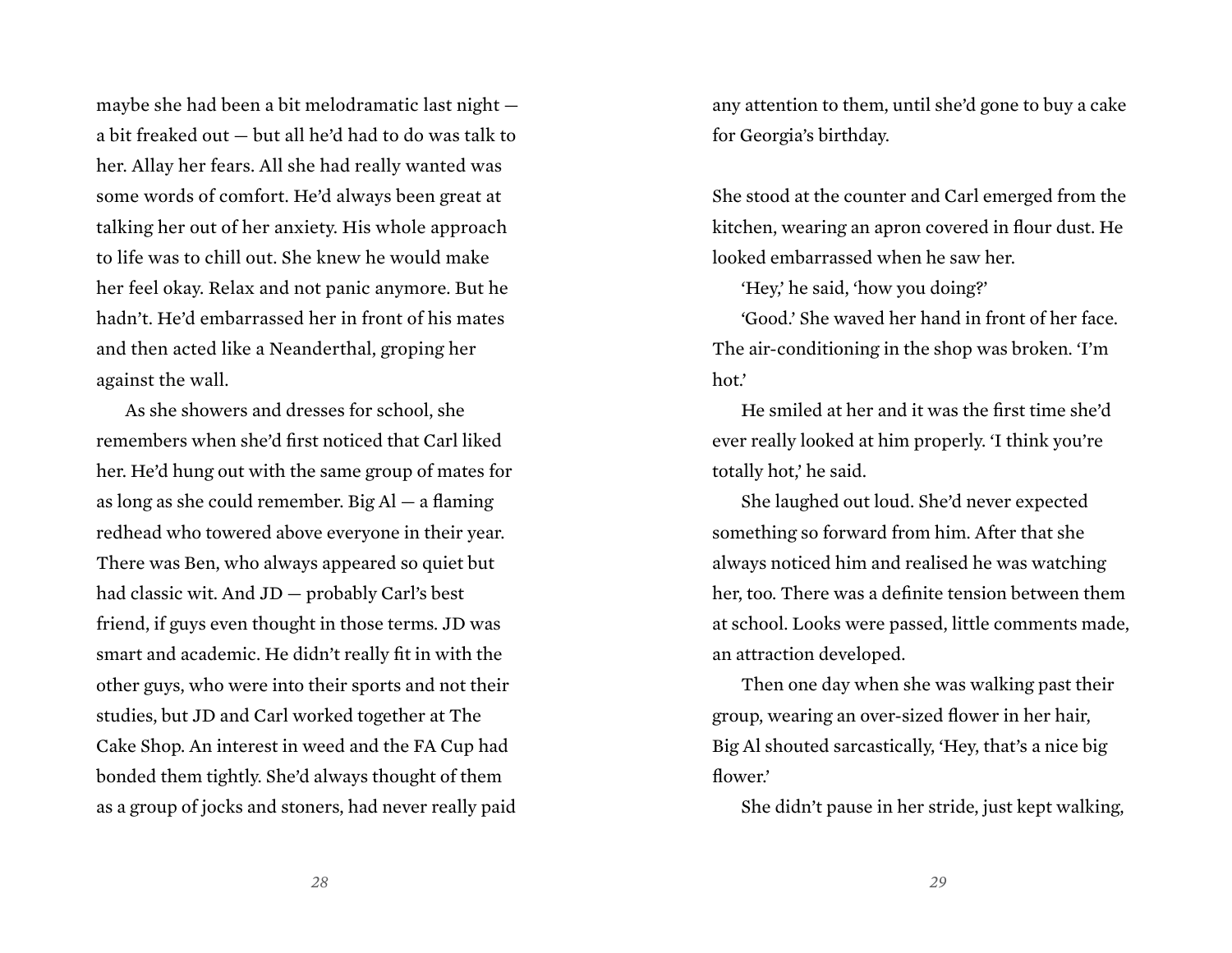maybe she had been a bit melodramatic last night — a bit freaked out — but all he'd had to do was talk to her. Allay her fears. All she had really wanted was some words of comfort. He'd always been great at talking her out of her anxiety. His whole approach to life was to chill out. She knew he would make her feel okay. Relax and not panic anymore. But he hadn't. He'd embarrassed her in front of his mates and then acted like a Neanderthal, groping her against the wall.

As she showers and dresses for school, she remembers when she'd first noticed that Carl liked her. He'd hung out with the same group of mates for as long as she could remember. Big Al — a flaming redhead who towered above everyone in their year. There was Ben, who always appeared so quiet but had classic wit. And JD — probably Carl's best friend, if guys even thought in those terms. JD was smart and academic. He didn't really fit in with the other guys, who were into their sports and not their studies, but JD and Carl worked together at The Cake Shop. An interest in weed and the FA Cup had bonded them tightly. She'd always thought of them as a group of jocks and stoners, had never really paid any attention to them, until she'd gone to buy a cake for Georgia's birthday.

She stood at the counter and Carl emerged from the kitchen, wearing an apron covered in flour dust. He looked embarrassed when he saw her.

'Hey,' he said, 'how you doing?'

'Good.' She waved her hand in front of her face. The air-conditioning in the shop was broken. 'I'm hot.'

He smiled at her and it was the first time she'd ever really looked at him properly. 'I think you're totally hot,' he said.

She laughed out loud. She'd never expected something so forward from him. After that she always noticed him and realised he was watching her, too. There was a definite tension between them at school. Looks were passed, little comments made, an attraction developed.

Then one day when she was walking past their group, wearing an over-sized flower in her hair, Big Al shouted sarcastically, 'Hey, that's a nice big flower.'

She didn't pause in her stride, just kept walking,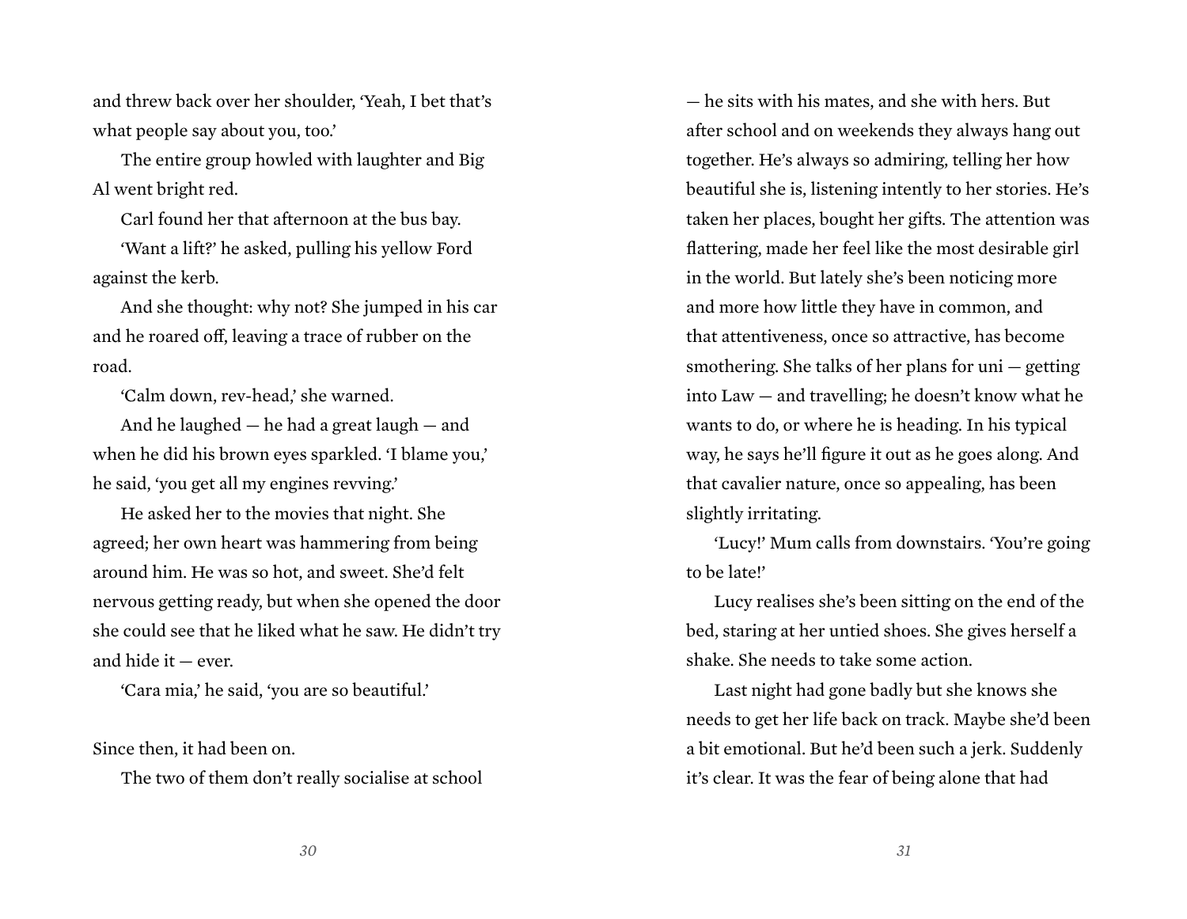and threw back over her shoulder, 'Yeah, I bet that's what people say about you, too.'

The entire group howled with laughter and Big Al went bright red.

Carl found her that afternoon at the bus bay.

'Want a lift?' he asked, pulling his yellow Ford against the kerb.

And she thought: why not? She jumped in his car and he roared off, leaving a trace of rubber on the road.

'Calm down, rev-head,' she warned.

And he laughed — he had a great laugh — and when he did his brown eyes sparkled. 'I blame you,' he said, 'you get all my engines revving.'

He asked her to the movies that night. She agreed; her own heart was hammering from being around him. He was so hot, and sweet. She'd felt nervous getting ready, but when she opened the door she could see that he liked what he saw. He didn't try and hide it — ever.

'Cara mia,' he said, 'you are so beautiful.'

Since then, it had been on.

The two of them don't really socialise at school — he sits with his mates, and she with hers. But after school and on weekends they always hang out together. He's always so admiring, telling her how beautiful she is, listening intently to her stories. He's taken her places, bought her gifts. The attention was flattering, made her feel like the most desirable girl in the world. But lately she's been noticing more and more how little they have in common, and that attentiveness, once so attractive, has become smothering. She talks of her plans for uni — getting into Law — and travelling; he doesn't know what he wants to do, or where he is heading. In his typical way, he says he'll figure it out as he goes along. And that cavalier nature, once so appealing, has been slightly irritating.

'Lucy!' Mum calls from downstairs. 'You're going to be late!'

Lucy realises she's been sitting on the end of the bed, staring at her untied shoes. She gives herself a shake. She needs to take some action.

Last night had gone badly but she knows she needs to get her life back on track. Maybe she'd been a bit emotional. But he'd been such a jerk. Suddenly it's clear. It was the fear of being alone that had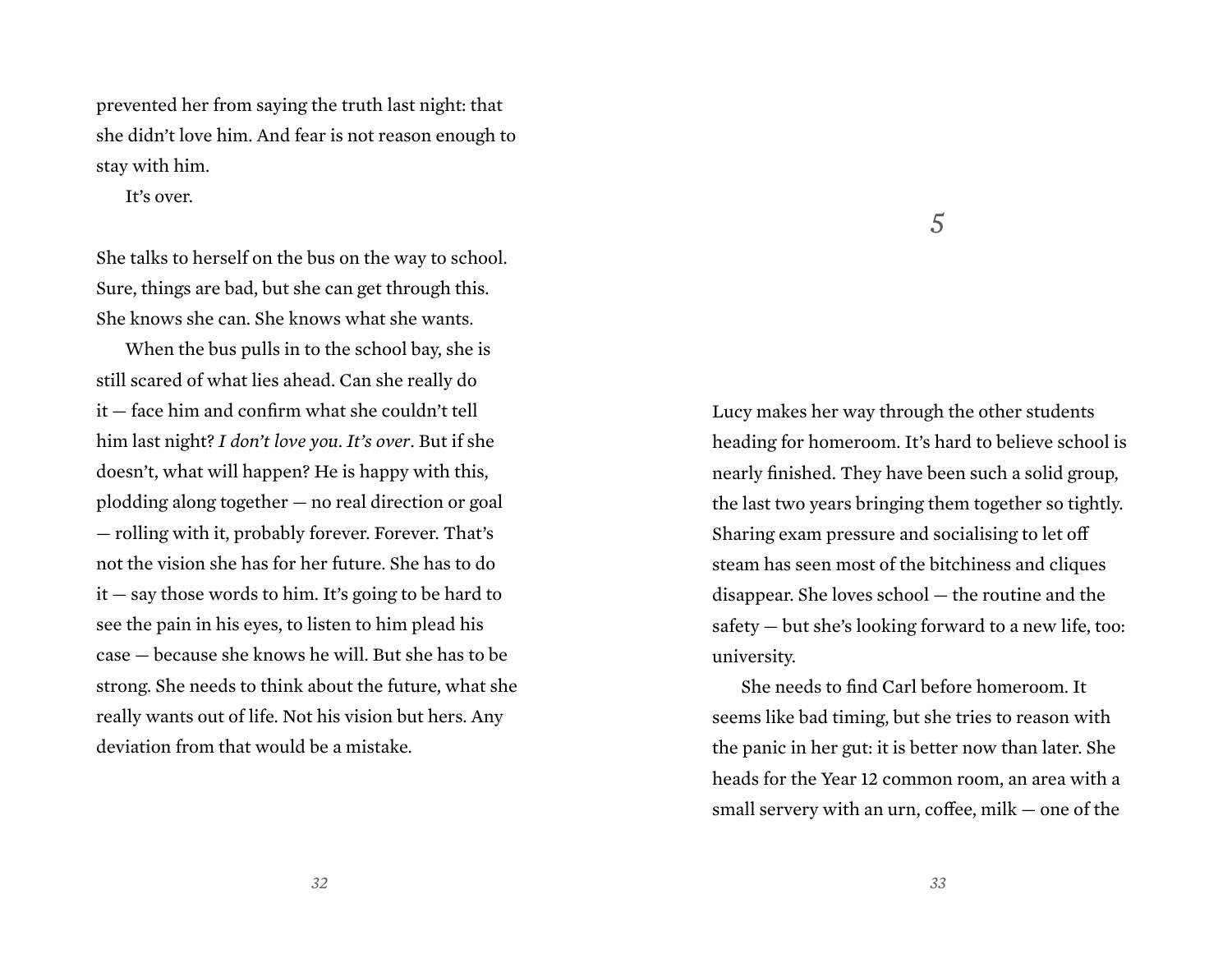prevented her from saying the truth last night: that she didn't love him. And fear is not reason enough to stay with him.

It's over.

She talks to herself on the bus on the way to school. Sure, things are bad, but she can get through this. She knows she can. She knows what she wants.

When the bus pulls in to the school bay, she is still scared of what lies ahead. Can she really do it — face him and confirm what she couldn't tell him last night? *I don't love you*. *It's over*. But if she doesn't, what will happen? He is happy with this, plodding along together — no real direction or goal — rolling with it, probably forever. Forever. That's not the vision she has for her future. She has to do it — say those words to him. It's going to be hard to see the pain in his eyes, to listen to him plead his case — because she knows he will. But she has to be strong. She needs to think about the future, what she really wants out of life. Not his vision but hers. Any deviation from that would be a mistake.

## *5*

Lucy makes her way through the other students heading for homeroom. It's hard to believe school is nearly finished. They have been such a solid group, the last two years bringing them together so tightly. Sharing exam pressure and socialising to let off steam has seen most of the bitchiness and cliques disappear. She loves school — the routine and the safety — but she's looking forward to a new life, too: university.

She needs to find Carl before homeroom. It seems like bad timing, but she tries to reason with the panic in her gut: it is better now than later. She heads for the Year 12 common room, an area with a small servery with an urn, coffee, milk — one of the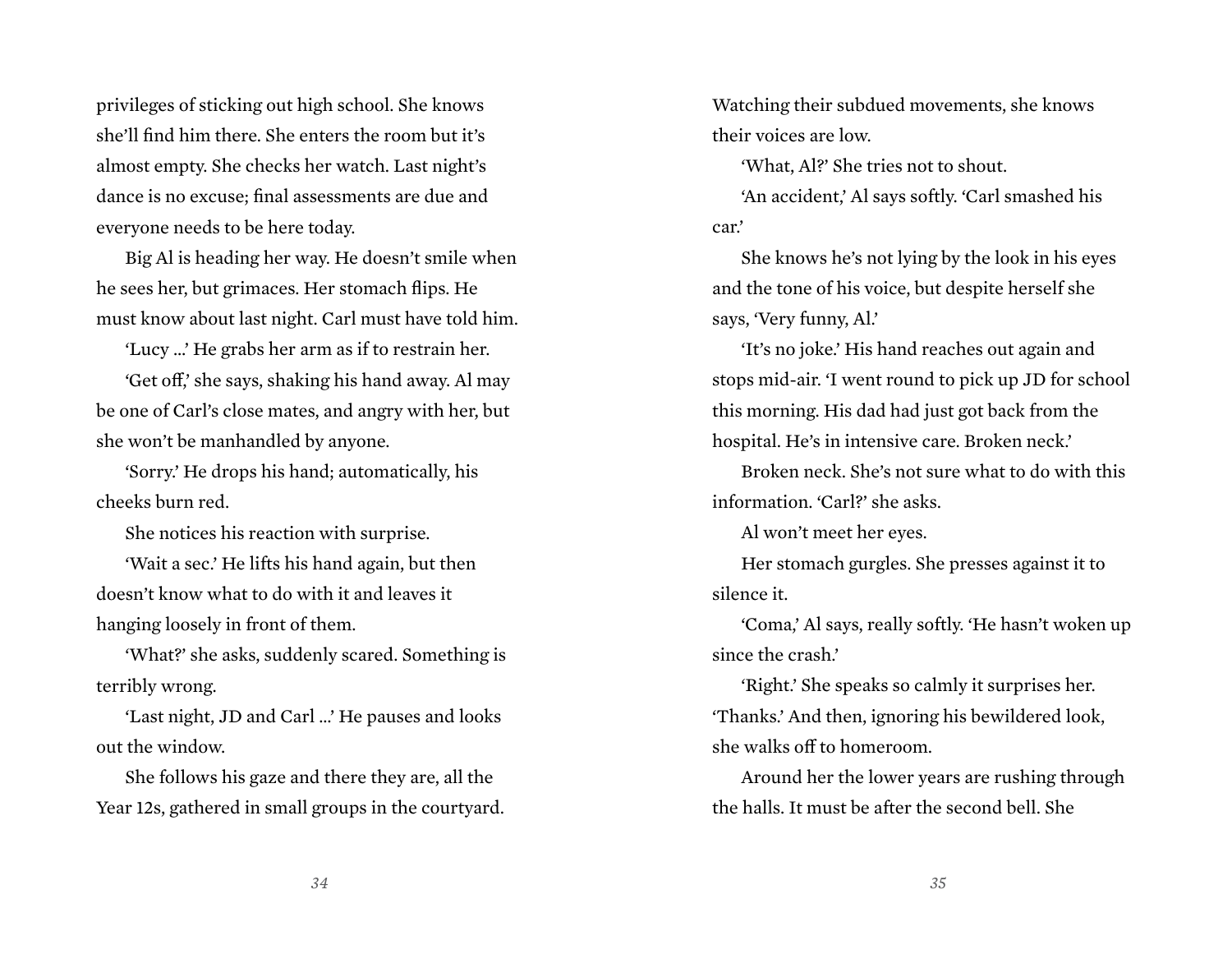privileges of sticking out high school. She knows she'll find him there. She enters the room but it's almost empty. She checks her watch. Last night's dance is no excuse; final assessments are due and everyone needs to be here today.

Big Al is heading her way. He doesn't smile when he sees her, but grimaces. Her stomach flips. He must know about last night. Carl must have told him.

'Lucy ...' He grabs her arm as if to restrain her.

'Get off,' she says, shaking his hand away. Al may be one of Carl's close mates, and angry with her, but she won't be manhandled by anyone.

'Sorry.' He drops his hand; automatically, his cheeks burn red.

She notices his reaction with surprise.

'Wait a sec.' He lifts his hand again, but then doesn't know what to do with it and leaves it hanging loosely in front of them.

'What?' she asks, suddenly scared. Something is terribly wrong.

'Last night, JD and Carl ...' He pauses and looks out the window.

She follows his gaze and there they are, all the Year 12s, gathered in small groups in the courtyard. Watching their subdued movements, she knows their voices are low.

'What, Al?' She tries not to shout.

'An accident,' Al says softly. 'Carl smashed his car.'

She knows he's not lying by the look in his eyes and the tone of his voice, but despite herself she says, 'Very funny, Al.'

'It's no joke.' His hand reaches out again and stops mid-air. 'I went round to pick up JD for school this morning. His dad had just got back from the hospital. He's in intensive care. Broken neck.'

Broken neck. She's not sure what to do with this information. 'Carl?' she asks.

Al won't meet her eyes.

Her stomach gurgles. She presses against it to silence it.

'Coma,' Al says, really softly. 'He hasn't woken up since the crash.'

'Right.' She speaks so calmly it surprises her. 'Thanks.' And then, ignoring his bewildered look, she walks off to homeroom.

Around her the lower years are rushing through the halls. It must be after the second bell. She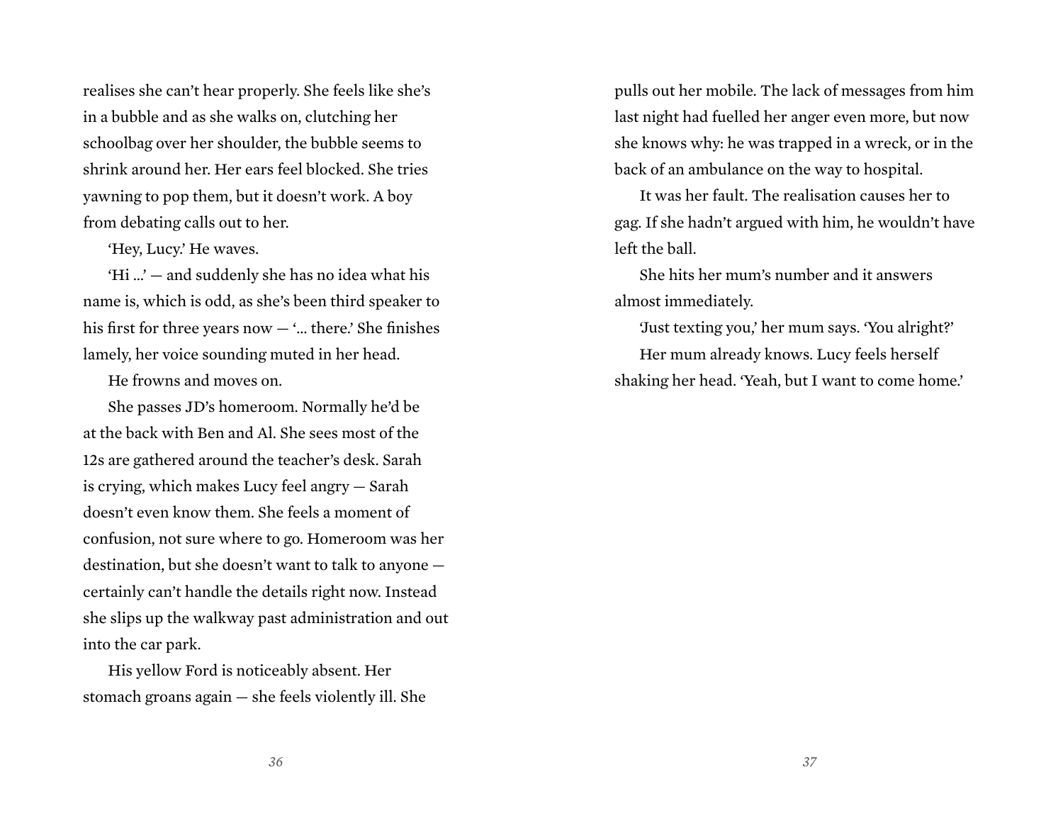realises she can't hear properly. She feels like she's in a bubble and as she walks on, clutching her schoolbag over her shoulder, the bubble seems to shrink around her. Her ears feel blocked. She tries yawning to pop them, but it doesn't work. A boy from debating calls out to her.

'Hey, Lucy.' He waves.

'Hi …' — and suddenly she has no idea what his name is, which is odd, as she's been third speaker to his first for three years now — '… there.' She finishes lamely, her voice sounding muted in her head.

He frowns and moves on.

She passes JD's homeroom. Normally he'd be at the back with Ben and Al. She sees most of the 12s are gathered around the teacher's desk. Sarah is crying, which makes Lucy feel angry — Sarah doesn't even know them. She feels a moment of confusion, not sure where to go. Homeroom was her destination, but she doesn't want to talk to anyone — certainly can't handle the details right now. Instead she slips up the walkway past administration and out into the car park.

His yellow Ford is noticeably absent. Her stomach groans again — she feels violently ill. She pulls out her mobile. The lack of messages from him last night had fuelled her anger even more, but now she knows why: he was trapped in a wreck, or in the back of an ambulance on the way to hospital.

It was her fault. The realisation causes her to gag. If she hadn't argued with him, he wouldn't have left the ball.

She hits her mum's number and it answers almost immediately.

'Just texting you,' her mum says. 'You alright?'

Her mum already knows. Lucy feels herself shaking her head. 'Yeah, but I want to come home.'